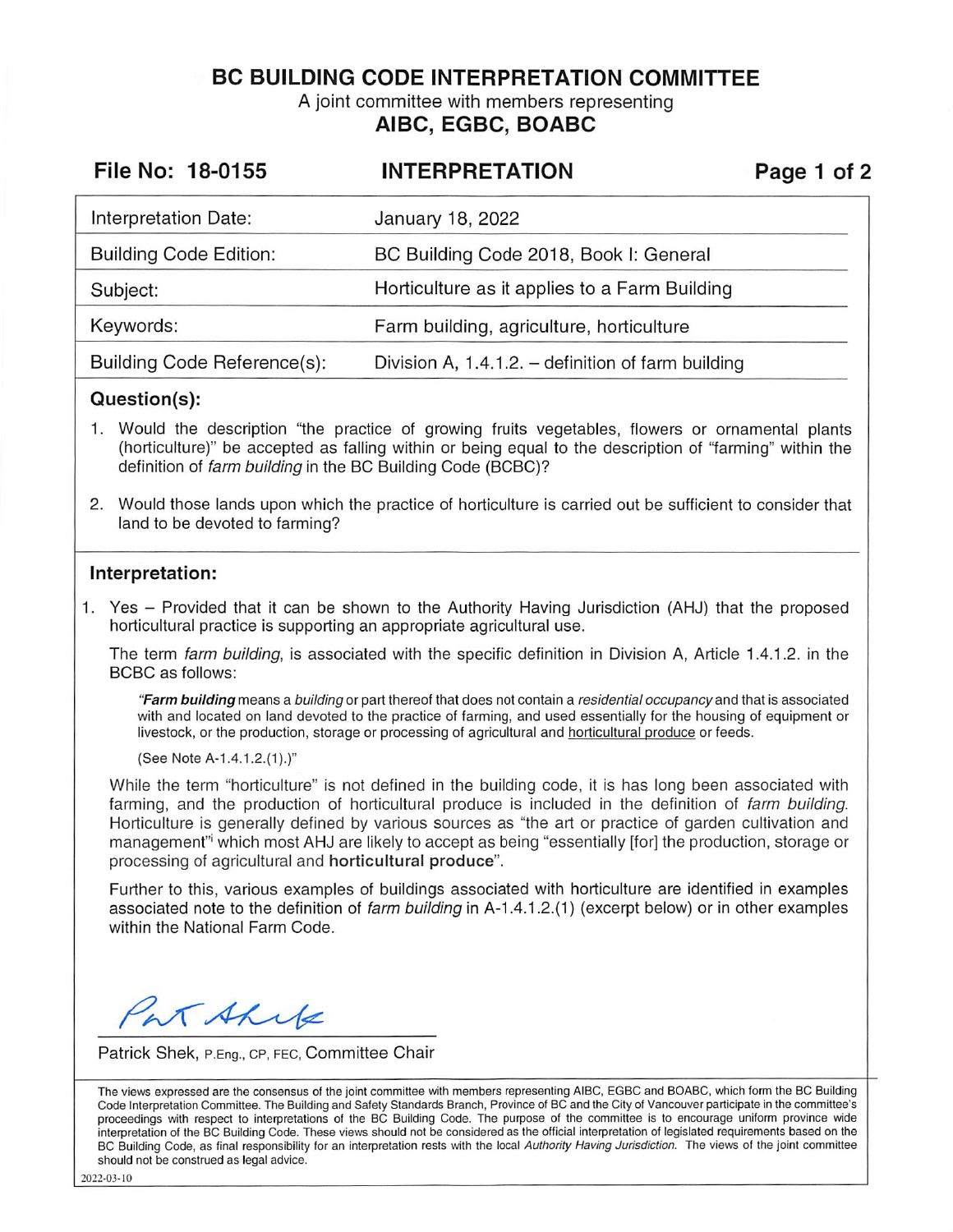# BC BUILDING CODE INTERPRETATION COMMITTEE

A joint committee with members representing

**AIBC, EGBC, BOABC**

**File No: 18-0155** | **INTERPRETATION**

| | |
|---|---|
| Interpretation Date: | January 18, 2022 |
| Building Code Edition: | BC Building Code 2018, Book I: General |
| Subject: | Horticulture as it applies to a Farm Building |
| Keywords: | Farm building, agriculture, horticulture |
| Building Code Reference(s): | Division A, 1.4.1.2. – definition of farm building |

## Question(s):

1. Would the description "the practice of growing fruits vegetables, flowers or ornamental plants (horticulture)" be accepted as falling within or being equal to the description of "farming" within the definition of *farm building* in the BC Building Code (BCBC)?
2. Would those lands upon which the practice of horticulture is carried out be sufficient to consider that land to be devoted to farming?

## Interpretation:

1. Yes – Provided that it can be shown to the Authority Having Jurisdiction (AHJ) that the proposed horticultural practice is supporting an appropriate agricultural use.

   The term *farm building*, is associated with the specific definition in Division A, Article 1.4.1.2. in the BCBC as follows:

   > "***Farm building*** means a *building* or part thereof that does not contain a *residential occupancy* and that is associated with and located on land devoted to the practice of farming, and used essentially for the housing of equipment or livestock, or the production, storage or processing of agricultural and <u>horticultural produce</u> or feeds.
   >
   > (See Note A-1.4.1.2.(1).)"

   While the term "horticulture" is not defined in the building code, it is has long been associated with farming, and the production of horticultural produce is included in the definition of *farm building*. Horticulture is generally defined by various sources as "the art or practice of garden cultivation and management"[i] which most AHJ are likely to accept as being "essentially [for] the production, storage or processing of agricultural and **horticultural produce**".

   Further to this, various examples of buildings associated with horticulture are identified in examples associated note to the definition of *farm building* in A-1.4.1.2.(1) (excerpt below) or in other examples within the National Farm Code.

Patrick Shek, P.Eng., CP, FEC, Committee Chair

The views expressed are the consensus of the joint committee with members representing AIBC, EGBC and BOABC, which form the BC Building Code Interpretation Committee. The Building and Safety Standards Branch, Province of BC and the City of Vancouver participate in the committee's proceedings with respect to interpretations of the BC Building Code. The purpose of the committee is to encourage uniform province wide interpretation of the BC Building Code. These views should not be considered as the official interpretation of legislated requirements based on the BC Building Code, as final responsibility for an interpretation rests with the local *Authority Having Jurisdiction*. The views of the joint committee should not be construed as legal advice.

2022-03-10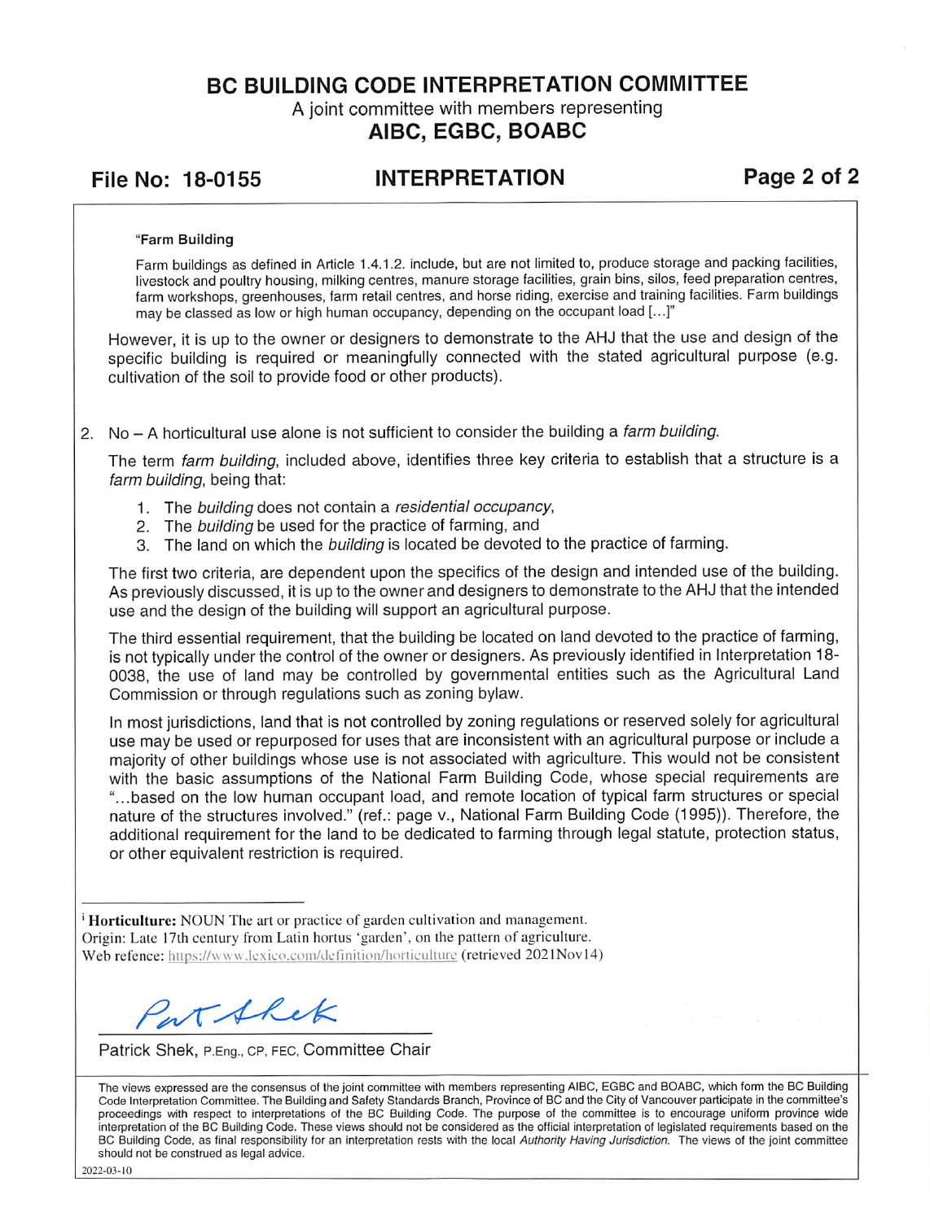"**Farm Building**

Farm buildings as defined in Article 1.4.1.2. include, but are not limited to, produce storage and packing facilities, livestock and poultry housing, milking centres, manure storage facilities, grain bins, silos, feed preparation centres, farm workshops, greenhouses, farm retail centres, and horse riding, exercise and training facilities. Farm buildings may be classed as low or high human occupancy, depending on the occupant load [...]"

However, it is up to the owner or designers to demonstrate to the AHJ that the use and design of the specific building is required or meaningfully connected with the stated agricultural purpose (e.g. cultivation of the soil to provide food or other products).

2. No – A horticultural use alone is not sufficient to consider the building a *farm building.*

   The term *farm building*, included above, identifies three key criteria to establish that a structure is a *farm building*, being that:

   1. The *building* does not contain a *residential occupancy*,
   2. The *building* be used for the practice of farming, and
   3. The land on which the *building* is located be devoted to the practice of farming.

   The first two criteria, are dependent upon the specifics of the design and intended use of the building. As previously discussed, it is up to the owner and designers to demonstrate to the AHJ that the intended use and the design of the building will support an agricultural purpose.

   The third essential requirement, that the building be located on land devoted to the practice of farming, is not typically under the control of the owner or designers. As previously identified in Interpretation 18-0038, the use of land may be controlled by governmental entities such as the Agricultural Land Commission or through regulations such as zoning bylaw.

   In most jurisdictions, land that is not controlled by zoning regulations or reserved solely for agricultural use may be used or repurposed for uses that are inconsistent with an agricultural purpose or include a majority of other buildings whose use is not associated with agriculture. This would not be consistent with the basic assumptions of the National Farm Building Code, whose special requirements are "...based on the low human occupant load, and remote location of typical farm structures or special nature of the structures involved." (ref.: page v., National Farm Building Code (1995)). Therefore, the additional requirement for the land to be dedicated to farming through legal statute, protection status, or other equivalent restriction is required.

---

[i] **Horticulture:** NOUN The art or practice of garden cultivation and management.
Origin: Late 17th century from Latin hortus 'garden', on the pattern of agriculture.
Web refence: https://www.lexico.com/definition/horticulture (retrieved 2021Nov14)

Patrick Shek, P.Eng., CP, FEC, Committee Chair

The views expressed are the consensus of the joint committee with members representing AIBC, EGBC and BOABC, which form the BC Building Code Interpretation Committee. The Building and Safety Standards Branch, Province of BC and the City of Vancouver participate in the committee's proceedings with respect to interpretations of the BC Building Code. The purpose of the committee is to encourage uniform province wide interpretation of the BC Building Code. These views should not be considered as the official interpretation of legislated requirements based on the BC Building Code, as final responsibility for an interpretation rests with the local *Authority Having Jurisdiction*. The views of the joint committee should not be construed as legal advice.

2022-03-10